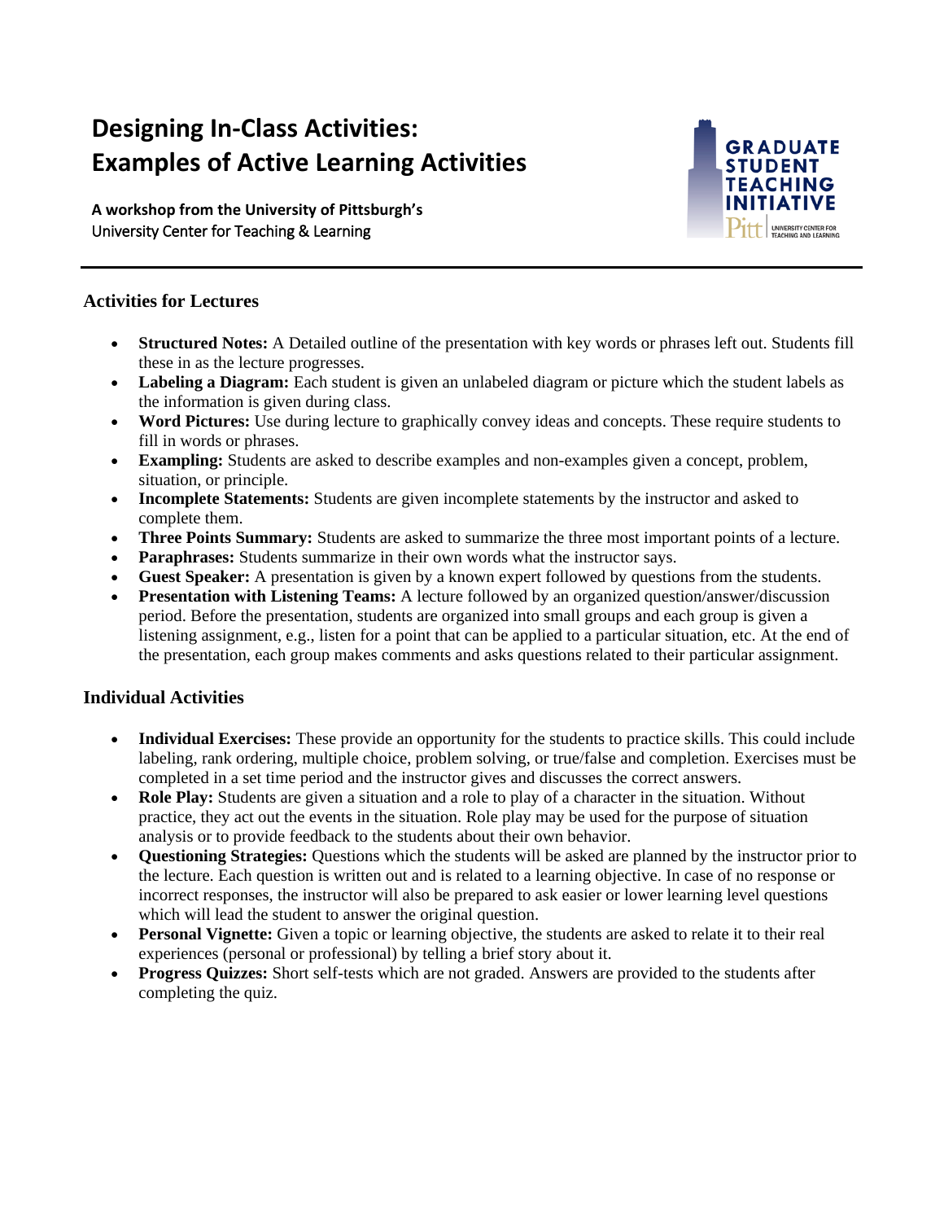# Designing In-Class Activities: Examples of Active Learning Activities

**A workshop from the University of Pittsburgh's**
University Center for Teaching & Learning

## Activities for Lectures

- **Structured Notes:** A Detailed outline of the presentation with key words or phrases left out. Students fill these in as the lecture progresses.
- **Labeling a Diagram:** Each student is given an unlabeled diagram or picture which the student labels as the information is given during class.
- **Word Pictures:** Use during lecture to graphically convey ideas and concepts. These require students to fill in words or phrases.
- **Exampling:** Students are asked to describe examples and non-examples given a concept, problem, situation, or principle.
- **Incomplete Statements:** Students are given incomplete statements by the instructor and asked to complete them.
- **Three Points Summary:** Students are asked to summarize the three most important points of a lecture.
- **Paraphrases:** Students summarize in their own words what the instructor says.
- **Guest Speaker:** A presentation is given by a known expert followed by questions from the students.
- **Presentation with Listening Teams:** A lecture followed by an organized question/answer/discussion period. Before the presentation, students are organized into small groups and each group is given a listening assignment, e.g., listen for a point that can be applied to a particular situation, etc. At the end of the presentation, each group makes comments and asks questions related to their particular assignment.

## Individual Activities

- **Individual Exercises:** These provide an opportunity for the students to practice skills. This could include labeling, rank ordering, multiple choice, problem solving, or true/false and completion. Exercises must be completed in a set time period and the instructor gives and discusses the correct answers.
- **Role Play:** Students are given a situation and a role to play of a character in the situation. Without practice, they act out the events in the situation. Role play may be used for the purpose of situation analysis or to provide feedback to the students about their own behavior.
- **Questioning Strategies:** Questions which the students will be asked are planned by the instructor prior to the lecture. Each question is written out and is related to a learning objective. In case of no response or incorrect responses, the instructor will also be prepared to ask easier or lower learning level questions which will lead the student to answer the original question.
- **Personal Vignette:** Given a topic or learning objective, the students are asked to relate it to their real experiences (personal or professional) by telling a brief story about it.
- **Progress Quizzes:** Short self-tests which are not graded. Answers are provided to the students after completing the quiz.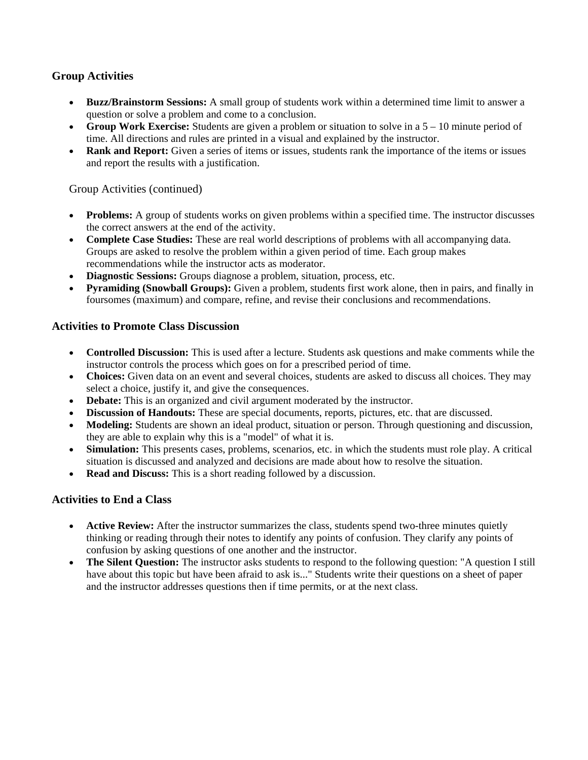### Group Activities

- **Buzz/Brainstorm Sessions:** A small group of students work within a determined time limit to answer a question or solve a problem and come to a conclusion.
- **Group Work Exercise:** Students are given a problem or situation to solve in a 5 – 10 minute period of time. All directions and rules are printed in a visual and explained by the instructor.
- **Rank and Report:** Given a series of items or issues, students rank the importance of the items or issues and report the results with a justification.

Group Activities (continued)

- **Problems:** A group of students works on given problems within a specified time. The instructor discusses the correct answers at the end of the activity.
- **Complete Case Studies:** These are real world descriptions of problems with all accompanying data. Groups are asked to resolve the problem within a given period of time. Each group makes recommendations while the instructor acts as moderator.
- **Diagnostic Sessions:** Groups diagnose a problem, situation, process, etc.
- **Pyramiding (Snowball Groups):** Given a problem, students first work alone, then in pairs, and finally in foursomes (maximum) and compare, refine, and revise their conclusions and recommendations.

### Activities to Promote Class Discussion

- **Controlled Discussion:** This is used after a lecture. Students ask questions and make comments while the instructor controls the process which goes on for a prescribed period of time.
- **Choices:** Given data on an event and several choices, students are asked to discuss all choices. They may select a choice, justify it, and give the consequences.
- **Debate:** This is an organized and civil argument moderated by the instructor.
- **Discussion of Handouts:** These are special documents, reports, pictures, etc. that are discussed.
- **Modeling:** Students are shown an ideal product, situation or person. Through questioning and discussion, they are able to explain why this is a "model" of what it is.
- **Simulation:** This presents cases, problems, scenarios, etc. in which the students must role play. A critical situation is discussed and analyzed and decisions are made about how to resolve the situation.
- **Read and Discuss:** This is a short reading followed by a discussion.

### Activities to End a Class

- **Active Review:** After the instructor summarizes the class, students spend two-three minutes quietly thinking or reading through their notes to identify any points of confusion. They clarify any points of confusion by asking questions of one another and the instructor.
- **The Silent Question:** The instructor asks students to respond to the following question: "A question I still have about this topic but have been afraid to ask is..." Students write their questions on a sheet of paper and the instructor addresses questions then if time permits, or at the next class.